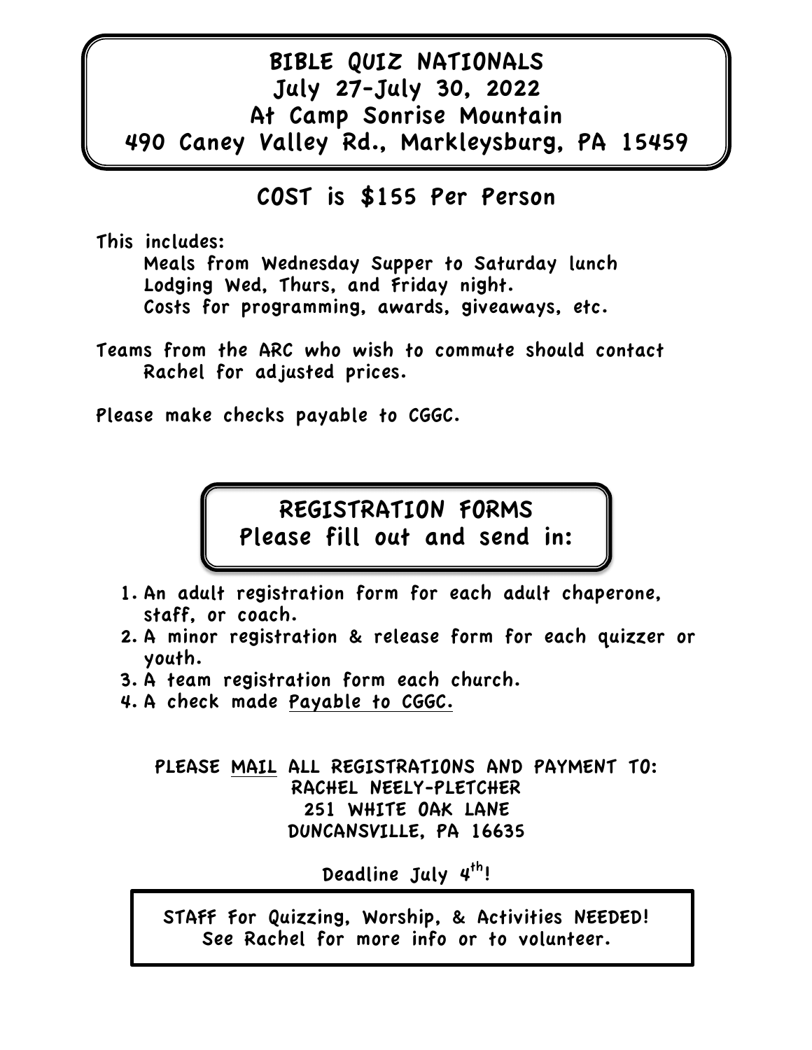# BIBLE QUIZ NATIONALS
## July 27-July 30, 2022
## At Camp Sonrise Mountain
## 490 Caney Valley Rd., Markleysburg, PA 15459

## COST is $155 Per Person

This includes:

- Meals from Wednesday Supper to Saturday lunch
- Lodging Wed, Thurs, and Friday night.
- Costs for programming, awards, giveaways, etc.

Teams from the ARC who wish to commute should contact Rachel for adjusted prices.

Please make checks payable to CGGC.

## REGISTRATION FORMS
## Please fill out and send in:

1. An adult registration form for each adult chaperone, staff, or coach.
2. A minor registration & release form for each quizzer or youth.
3. A team registration form each church.
4. A check made <u>Payable to CGGC.</u>

**PLEASE <u>MAIL</u> ALL REGISTRATIONS AND PAYMENT TO:**
**RACHEL NEELY-PLETCHER**
**251 WHITE OAK LANE**
**DUNCANSVILLE, PA 16635**

Deadline July 4th!

STAFF For Quizzing, Worship, & Activities NEEDED!
See Rachel for more info or to volunteer.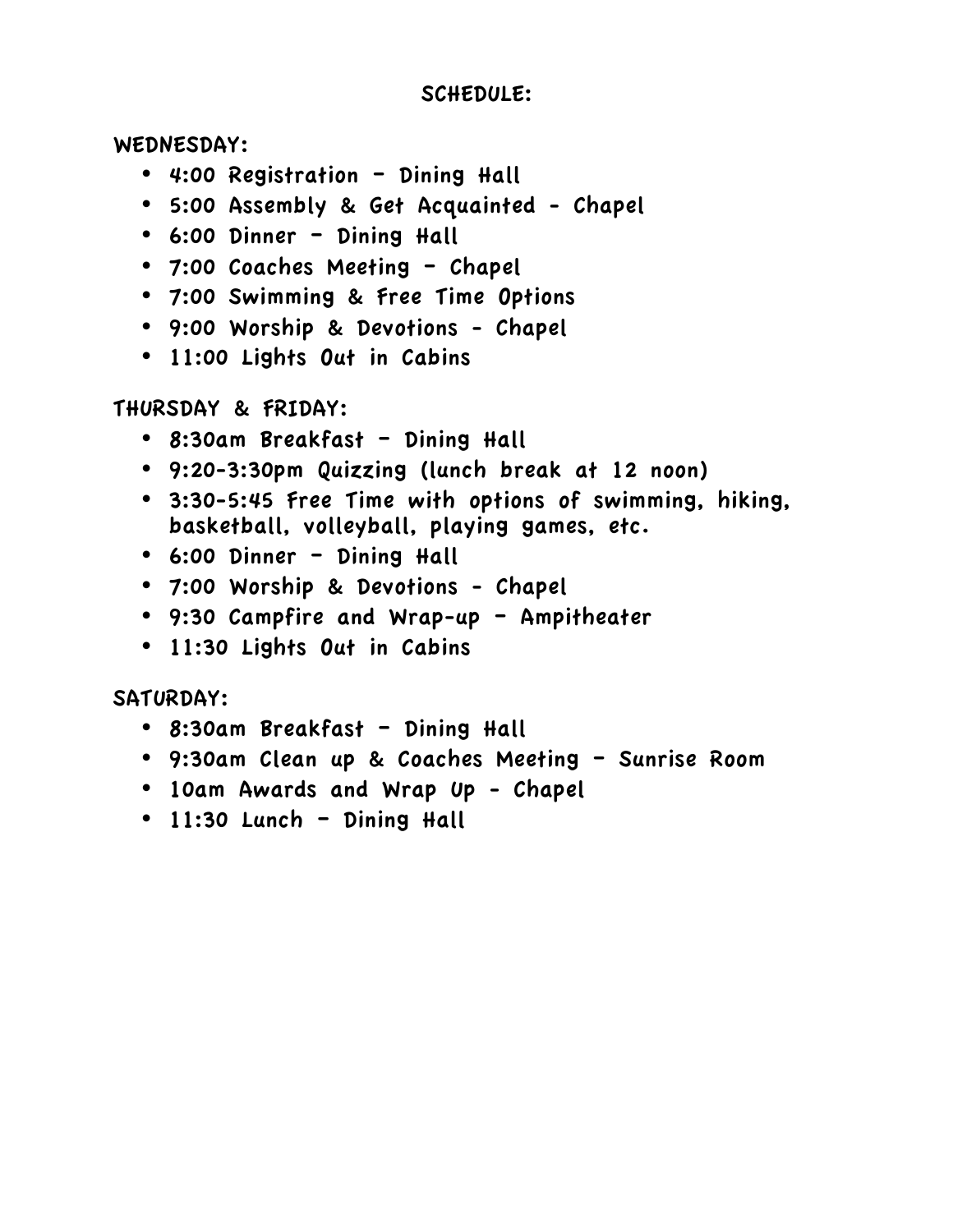# SCHEDULE:

## WEDNESDAY:

- 4:00 Registration – Dining Hall
- 5:00 Assembly & Get Acquainted - Chapel
- 6:00 Dinner – Dining Hall
- 7:00 Coaches Meeting – Chapel
- 7:00 Swimming & Free Time Options
- 9:00 Worship & Devotions - Chapel
- 11:00 Lights Out in Cabins

## THURSDAY & FRIDAY:

- 8:30am Breakfast – Dining Hall
- 9:20-3:30pm Quizzing (lunch break at 12 noon)
- 3:30-5:45 Free Time with options of swimming, hiking, basketball, volleyball, playing games, etc.
- 6:00 Dinner – Dining Hall
- 7:00 Worship & Devotions - Chapel
- 9:30 Campfire and Wrap-up – Ampitheater
- 11:30 Lights Out in Cabins

## SATURDAY:

- 8:30am Breakfast – Dining Hall
- 9:30am Clean up & Coaches Meeting – Sunrise Room
- 10am Awards and Wrap Up - Chapel
- 11:30 Lunch – Dining Hall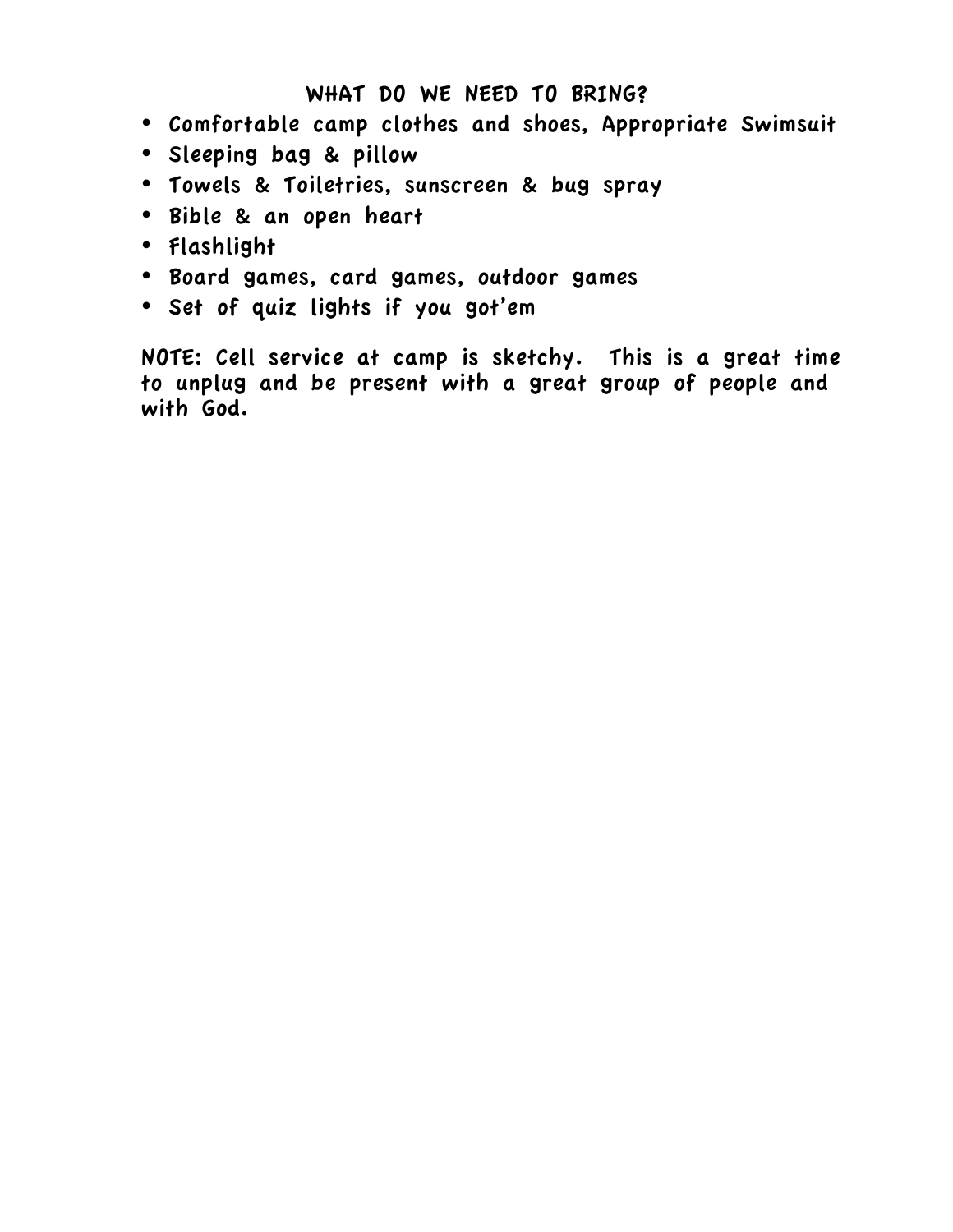## WHAT DO WE NEED TO BRING?

- Comfortable camp clothes and shoes, Appropriate Swimsuit
- Sleeping bag & pillow
- Towels & Toiletries, sunscreen & bug spray
- Bible & an open heart
- Flashlight
- Board games, card games, outdoor games
- Set of quiz lights if you got'em

**NOTE:** Cell service at camp is sketchy. This is a great time to unplug and be present with a great group of people and with God.